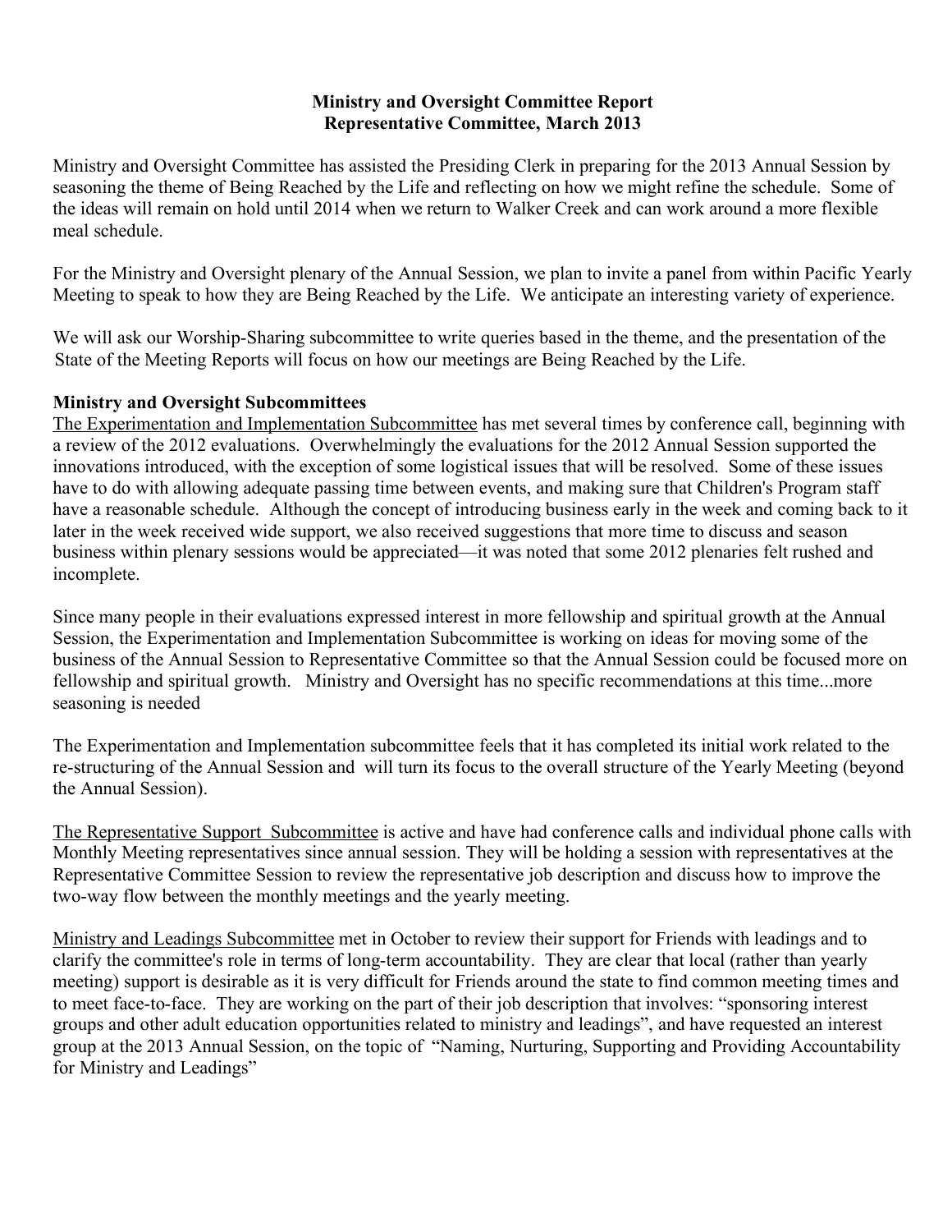**Ministry and Oversight Committee Report**
**Representative Committee, March 2013**

Ministry and Oversight Committee has assisted the Presiding Clerk in preparing for the 2013 Annual Session by seasoning the theme of Being Reached by the Life and reflecting on how we might refine the schedule. Some of the ideas will remain on hold until 2014 when we return to Walker Creek and can work around a more flexible meal schedule.

For the Ministry and Oversight plenary of the Annual Session, we plan to invite a panel from within Pacific Yearly Meeting to speak to how they are Being Reached by the Life. We anticipate an interesting variety of experience.

We will ask our Worship-Sharing subcommittee to write queries based in the theme, and the presentation of the State of the Meeting Reports will focus on how our meetings are Being Reached by the Life.

**Ministry and Oversight Subcommittees**

The Experimentation and Implementation Subcommittee has met several times by conference call, beginning with a review of the 2012 evaluations. Overwhelmingly the evaluations for the 2012 Annual Session supported the innovations introduced, with the exception of some logistical issues that will be resolved. Some of these issues have to do with allowing adequate passing time between events, and making sure that Children's Program staff have a reasonable schedule. Although the concept of introducing business early in the week and coming back to it later in the week received wide support, we also received suggestions that more time to discuss and season business within plenary sessions would be appreciated—it was noted that some 2012 plenaries felt rushed and incomplete.

Since many people in their evaluations expressed interest in more fellowship and spiritual growth at the Annual Session, the Experimentation and Implementation Subcommittee is working on ideas for moving some of the business of the Annual Session to Representative Committee so that the Annual Session could be focused more on fellowship and spiritual growth. Ministry and Oversight has no specific recommendations at this time...more seasoning is needed

The Experimentation and Implementation subcommittee feels that it has completed its initial work related to the re-structuring of the Annual Session and will turn its focus to the overall structure of the Yearly Meeting (beyond the Annual Session).

The Representative Support Subcommittee is active and have had conference calls and individual phone calls with Monthly Meeting representatives since annual session. They will be holding a session with representatives at the Representative Committee Session to review the representative job description and discuss how to improve the two-way flow between the monthly meetings and the yearly meeting.

Ministry and Leadings Subcommittee met in October to review their support for Friends with leadings and to clarify the committee's role in terms of long-term accountability. They are clear that local (rather than yearly meeting) support is desirable as it is very difficult for Friends around the state to find common meeting times and to meet face-to-face. They are working on the part of their job description that involves: "sponsoring interest groups and other adult education opportunities related to ministry and leadings", and have requested an interest group at the 2013 Annual Session, on the topic of "Naming, Nurturing, Supporting and Providing Accountability for Ministry and Leadings"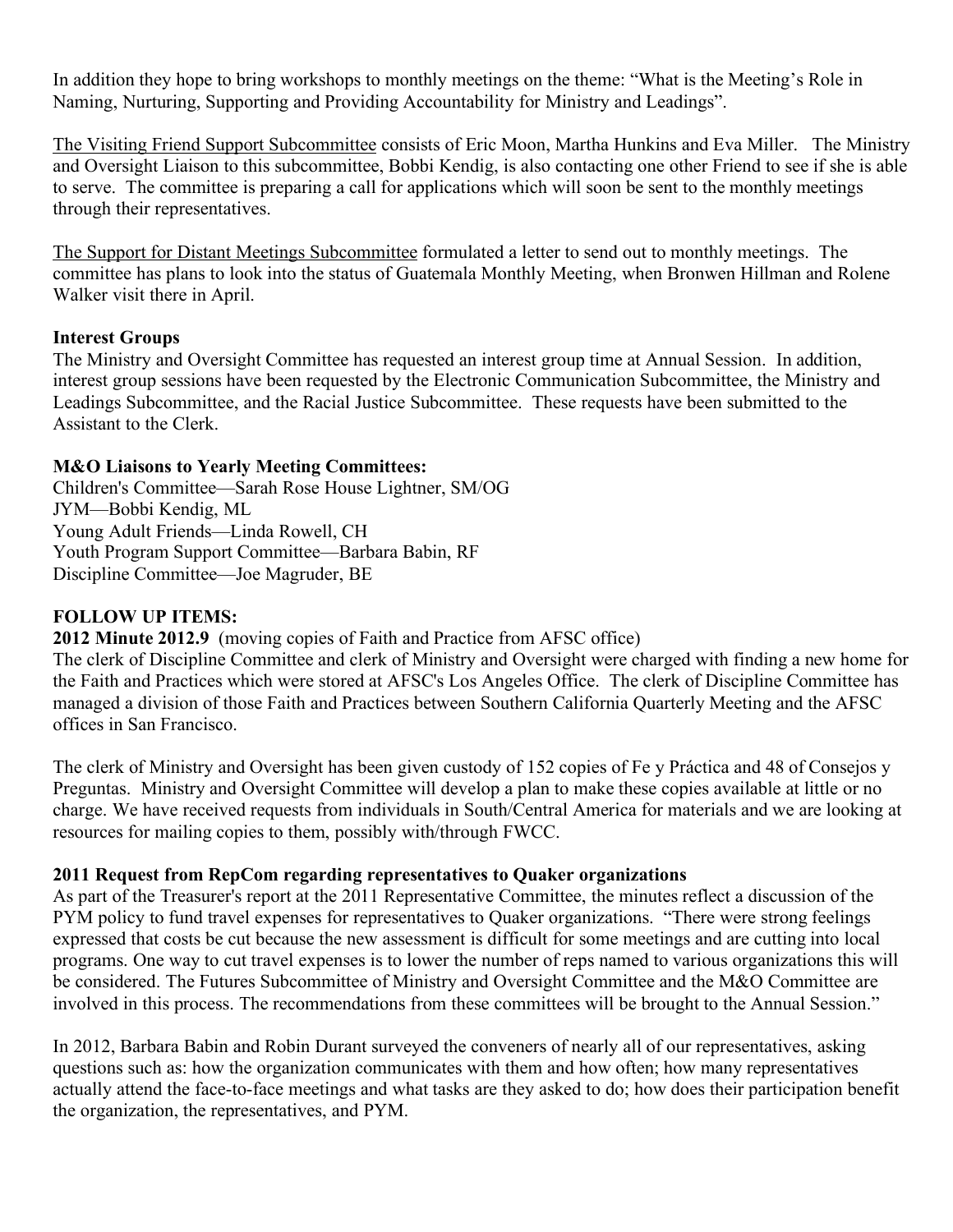In addition they hope to bring workshops to monthly meetings on the theme: "What is the Meeting's Role in Naming, Nurturing, Supporting and Providing Accountability for Ministry and Leadings".

The Visiting Friend Support Subcommittee consists of Eric Moon, Martha Hunkins and Eva Miller. The Ministry and Oversight Liaison to this subcommittee, Bobbi Kendig, is also contacting one other Friend to see if she is able to serve. The committee is preparing a call for applications which will soon be sent to the monthly meetings through their representatives.

The Support for Distant Meetings Subcommittee formulated a letter to send out to monthly meetings. The committee has plans to look into the status of Guatemala Monthly Meeting, when Bronwen Hillman and Rolene Walker visit there in April.

**Interest Groups**

The Ministry and Oversight Committee has requested an interest group time at Annual Session. In addition, interest group sessions have been requested by the Electronic Communication Subcommittee, the Ministry and Leadings Subcommittee, and the Racial Justice Subcommittee. These requests have been submitted to the Assistant to the Clerk.

**M&O Liaisons to Yearly Meeting Committees:**

Children's Committee—Sarah Rose House Lightner, SM/OG
JYM—Bobbi Kendig, ML
Young Adult Friends—Linda Rowell, CH
Youth Program Support Committee—Barbara Babin, RF
Discipline Committee—Joe Magruder, BE

**FOLLOW UP ITEMS:**

**2012 Minute 2012.9** (moving copies of Faith and Practice from AFSC office)

The clerk of Discipline Committee and clerk of Ministry and Oversight were charged with finding a new home for the Faith and Practices which were stored at AFSC's Los Angeles Office. The clerk of Discipline Committee has managed a division of those Faith and Practices between Southern California Quarterly Meeting and the AFSC offices in San Francisco.

The clerk of Ministry and Oversight has been given custody of 152 copies of Fe y Práctica and 48 of Consejos y Preguntas. Ministry and Oversight Committee will develop a plan to make these copies available at little or no charge. We have received requests from individuals in South/Central America for materials and we are looking at resources for mailing copies to them, possibly with/through FWCC.

**2011 Request from RepCom regarding representatives to Quaker organizations**

As part of the Treasurer's report at the 2011 Representative Committee, the minutes reflect a discussion of the PYM policy to fund travel expenses for representatives to Quaker organizations. "There were strong feelings expressed that costs be cut because the new assessment is difficult for some meetings and are cutting into local programs. One way to cut travel expenses is to lower the number of reps named to various organizations this will be considered. The Futures Subcommittee of Ministry and Oversight Committee and the M&O Committee are involved in this process. The recommendations from these committees will be brought to the Annual Session."

In 2012, Barbara Babin and Robin Durant surveyed the conveners of nearly all of our representatives, asking questions such as: how the organization communicates with them and how often; how many representatives actually attend the face-to-face meetings and what tasks are they asked to do; how does their participation benefit the organization, the representatives, and PYM.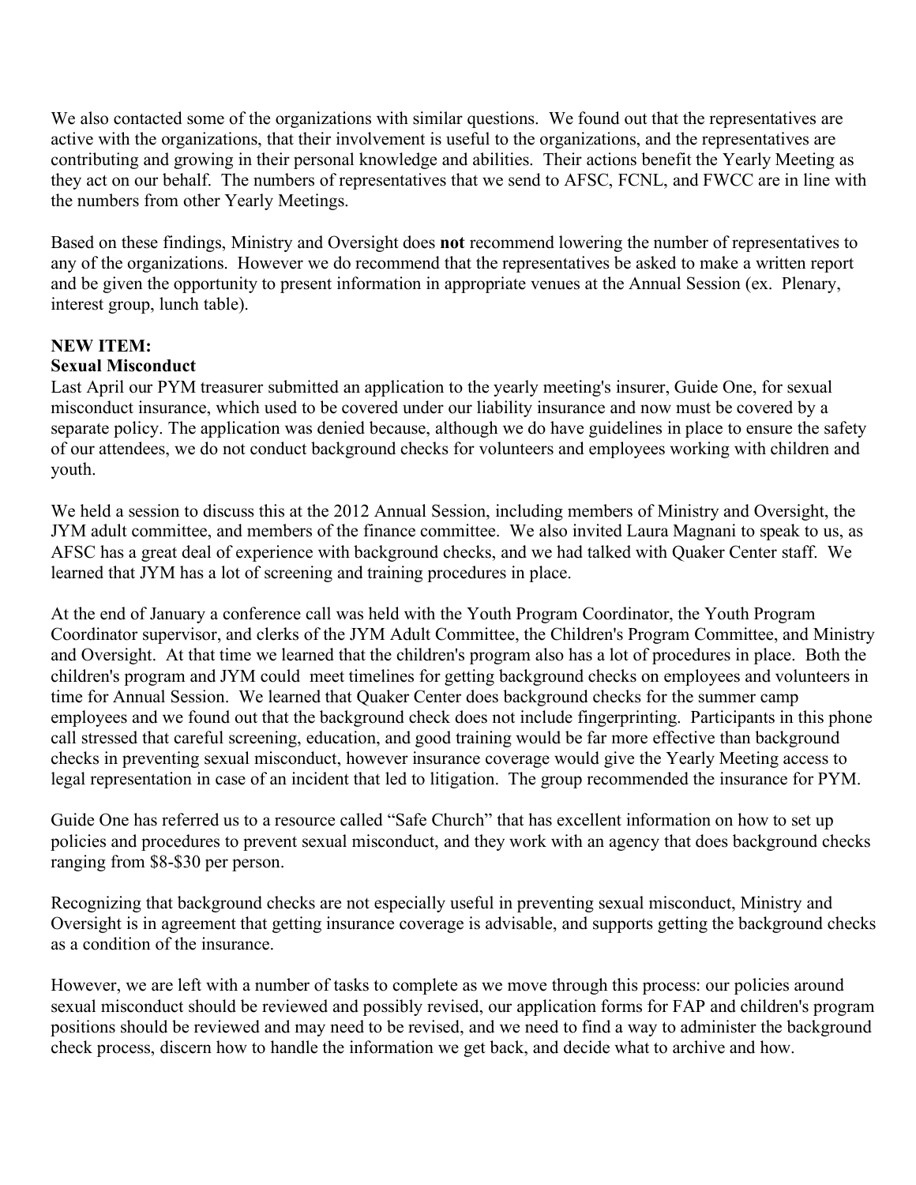We also contacted some of the organizations with similar questions. We found out that the representatives are active with the organizations, that their involvement is useful to the organizations, and the representatives are contributing and growing in their personal knowledge and abilities. Their actions benefit the Yearly Meeting as they act on our behalf. The numbers of representatives that we send to AFSC, FCNL, and FWCC are in line with the numbers from other Yearly Meetings.

Based on these findings, Ministry and Oversight does **not** recommend lowering the number of representatives to any of the organizations. However we do recommend that the representatives be asked to make a written report and be given the opportunity to present information in appropriate venues at the Annual Session (ex. Plenary, interest group, lunch table).

**NEW ITEM:**
**Sexual Misconduct**

Last April our PYM treasurer submitted an application to the yearly meeting's insurer, Guide One, for sexual misconduct insurance, which used to be covered under our liability insurance and now must be covered by a separate policy. The application was denied because, although we do have guidelines in place to ensure the safety of our attendees, we do not conduct background checks for volunteers and employees working with children and youth.

We held a session to discuss this at the 2012 Annual Session, including members of Ministry and Oversight, the JYM adult committee, and members of the finance committee. We also invited Laura Magnani to speak to us, as AFSC has a great deal of experience with background checks, and we had talked with Quaker Center staff. We learned that JYM has a lot of screening and training procedures in place.

At the end of January a conference call was held with the Youth Program Coordinator, the Youth Program Coordinator supervisor, and clerks of the JYM Adult Committee, the Children's Program Committee, and Ministry and Oversight. At that time we learned that the children's program also has a lot of procedures in place. Both the children's program and JYM could meet timelines for getting background checks on employees and volunteers in time for Annual Session. We learned that Quaker Center does background checks for the summer camp employees and we found out that the background check does not include fingerprinting. Participants in this phone call stressed that careful screening, education, and good training would be far more effective than background checks in preventing sexual misconduct, however insurance coverage would give the Yearly Meeting access to legal representation in case of an incident that led to litigation. The group recommended the insurance for PYM.

Guide One has referred us to a resource called "Safe Church" that has excellent information on how to set up policies and procedures to prevent sexual misconduct, and they work with an agency that does background checks ranging from $8-$30 per person.

Recognizing that background checks are not especially useful in preventing sexual misconduct, Ministry and Oversight is in agreement that getting insurance coverage is advisable, and supports getting the background checks as a condition of the insurance.

However, we are left with a number of tasks to complete as we move through this process: our policies around sexual misconduct should be reviewed and possibly revised, our application forms for FAP and children's program positions should be reviewed and may need to be revised, and we need to find a way to administer the background check process, discern how to handle the information we get back, and decide what to archive and how.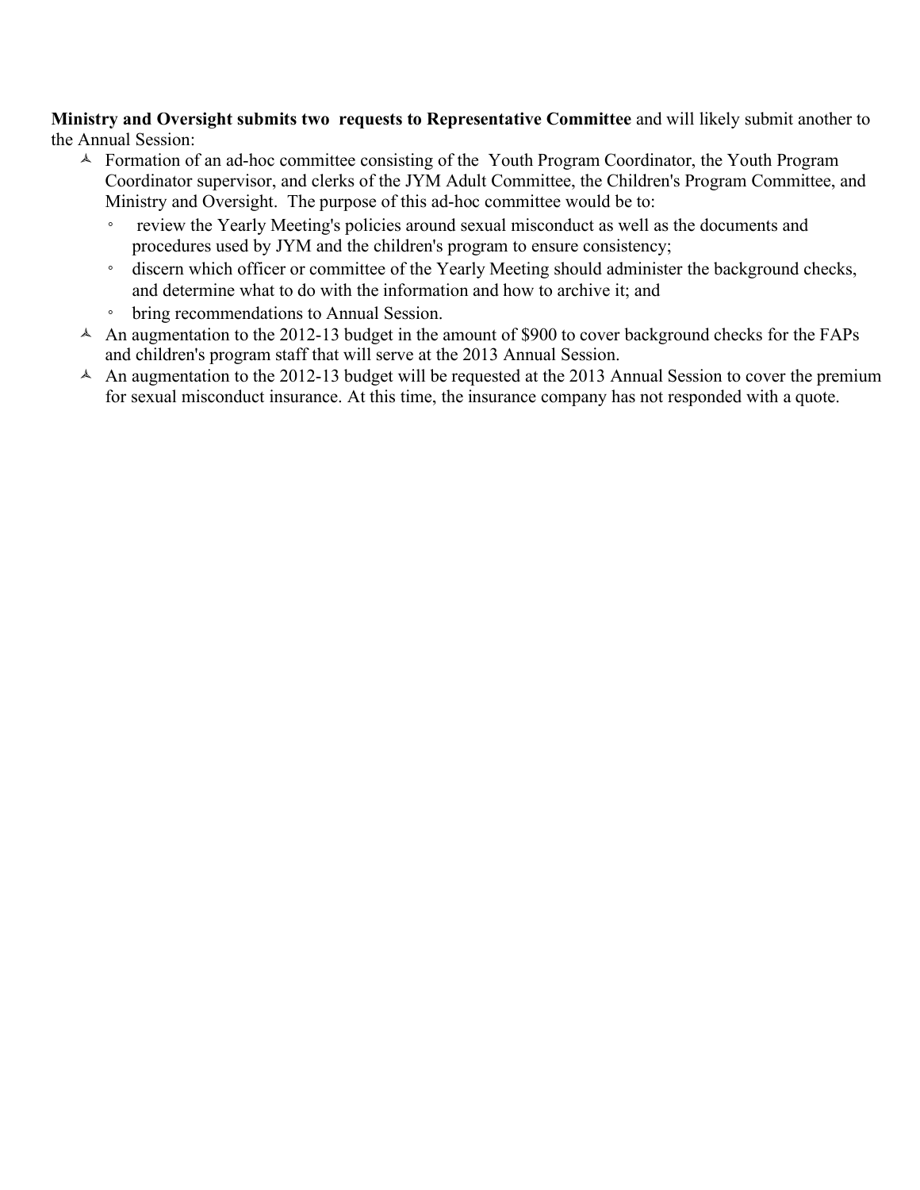**Ministry and Oversight submits two requests to Representative Committee** and will likely submit another to the Annual Session:

- Formation of an ad-hoc committee consisting of the Youth Program Coordinator, the Youth Program Coordinator supervisor, and clerks of the JYM Adult Committee, the Children's Program Committee, and Ministry and Oversight. The purpose of this ad-hoc committee would be to:
    - review the Yearly Meeting's policies around sexual misconduct as well as the documents and procedures used by JYM and the children's program to ensure consistency;
    - discern which officer or committee of the Yearly Meeting should administer the background checks, and determine what to do with the information and how to archive it; and
    - bring recommendations to Annual Session.
- An augmentation to the 2012-13 budget in the amount of $900 to cover background checks for the FAPs and children's program staff that will serve at the 2013 Annual Session.
- An augmentation to the 2012-13 budget will be requested at the 2013 Annual Session to cover the premium for sexual misconduct insurance. At this time, the insurance company has not responded with a quote.